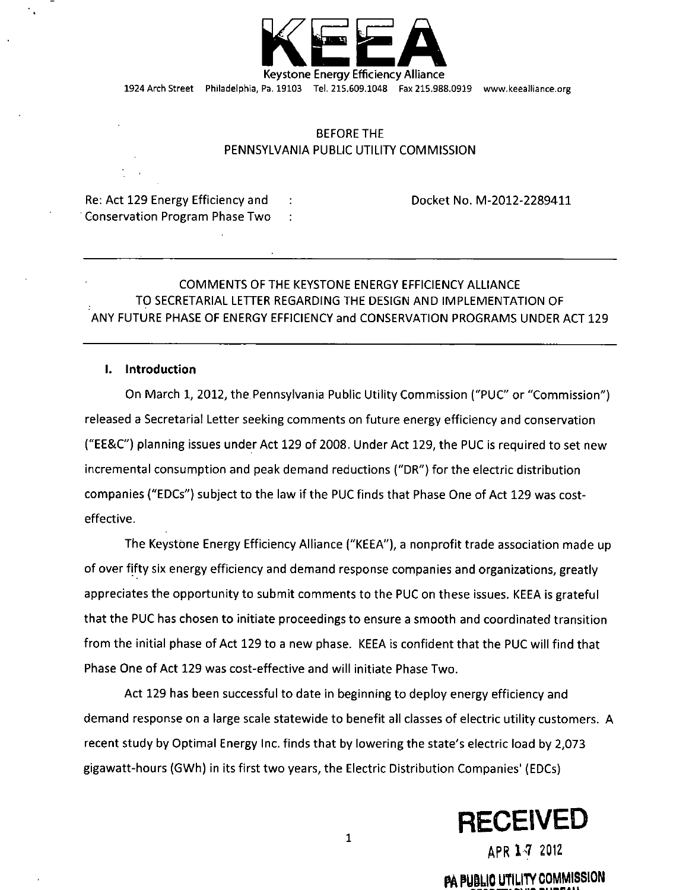# KEEA

Keystone Energy Efficiency Alliance

1924 Arch Street Philadelphia, Pa. 19103 Tel. 215.609.1048 Fax 215.988.0919 www.keealliance.org

BEFORE THE
PENNSYLVANIA PUBLIC UTILITY COMMISSION

Re: Act 129 Energy Efficiency and Conservation Program Phase Two : Docket No. M-2012-2289411

---

COMMENTS OF THE KEYSTONE ENERGY EFFICIENCY ALLIANCE
TO SECRETARIAL LETTER REGARDING THE DESIGN AND IMPLEMENTATION OF
ANY FUTURE PHASE OF ENERGY EFFICIENCY and CONSERVATION PROGRAMS UNDER ACT 129

---

## I. Introduction

On March 1, 2012, the Pennsylvania Public Utility Commission ("PUC" or "Commission") released a Secretarial Letter seeking comments on future energy efficiency and conservation ("EE&C") planning issues under Act 129 of 2008. Under Act 129, the PUC is required to set new incremental consumption and peak demand reductions ("DR") for the electric distribution companies ("EDCs") subject to the law if the PUC finds that Phase One of Act 129 was cost-effective.

The Keystone Energy Efficiency Alliance ("KEEA"), a nonprofit trade association made up of over fifty six energy efficiency and demand response companies and organizations, greatly appreciates the opportunity to submit comments to the PUC on these issues. KEEA is grateful that the PUC has chosen to initiate proceedings to ensure a smooth and coordinated transition from the initial phase of Act 129 to a new phase. KEEA is confident that the PUC will find that Phase One of Act 129 was cost-effective and will initiate Phase Two.

Act 129 has been successful to date in beginning to deploy energy efficiency and demand response on a large scale statewide to benefit all classes of electric utility customers. A recent study by Optimal Energy Inc. finds that by lowering the state's electric load by 2,073 gigawatt-hours (GWh) in its first two years, the Electric Distribution Companies' (EDCs)

RECEIVED
APR 17 2012
PA PUBLIC UTILITY COMMISSION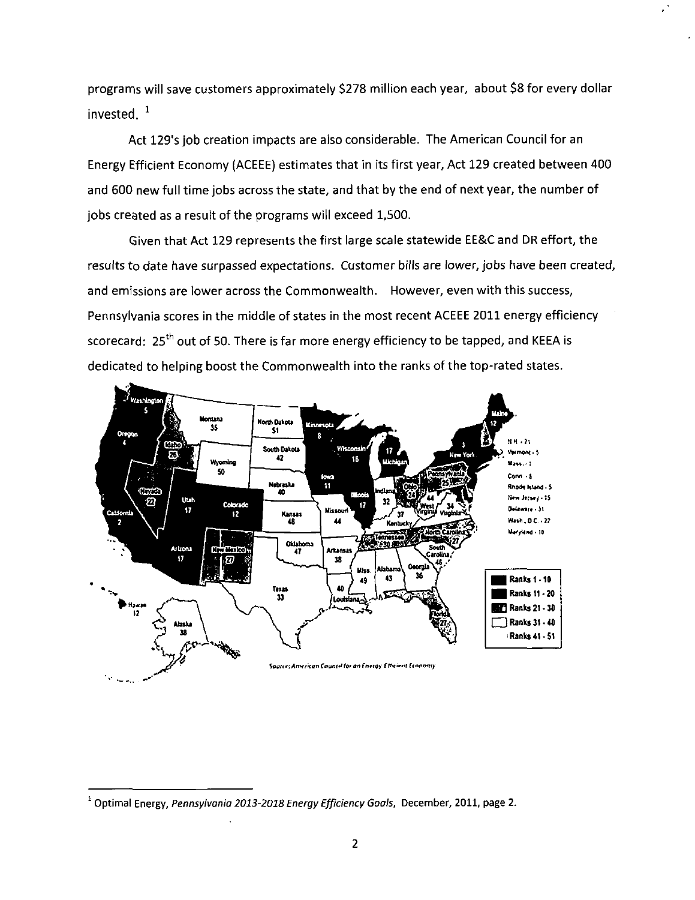programs will save customers approximately $278 million each year, about $8 for every dollar invested.[1]

Act 129's job creation impacts are also considerable. The American Council for an Energy Efficient Economy (ACEEE) estimates that in its first year, Act 129 created between 400 and 600 new full time jobs across the state, and that by the end of next year, the number of jobs created as a result of the programs will exceed 1,500.

Given that Act 129 represents the first large scale statewide EE&C and DR effort, the results to date have surpassed expectations. Customer bills are lower, jobs have been created, and emissions are lower across the Commonwealth. However, even with this success, Pennsylvania scores in the middle of states in the most recent ACEEE 2011 energy efficiency scorecard: 25th out of 50. There is far more energy efficiency to be tapped, and KEEA is dedicated to helping boost the Commonwealth into the ranks of the top-rated states.

Source: American Council for an Energy Efficient Economy

[1] Optimal Energy, *Pennsylvania 2013-2018 Energy Efficiency Goals*, December, 2011, page 2.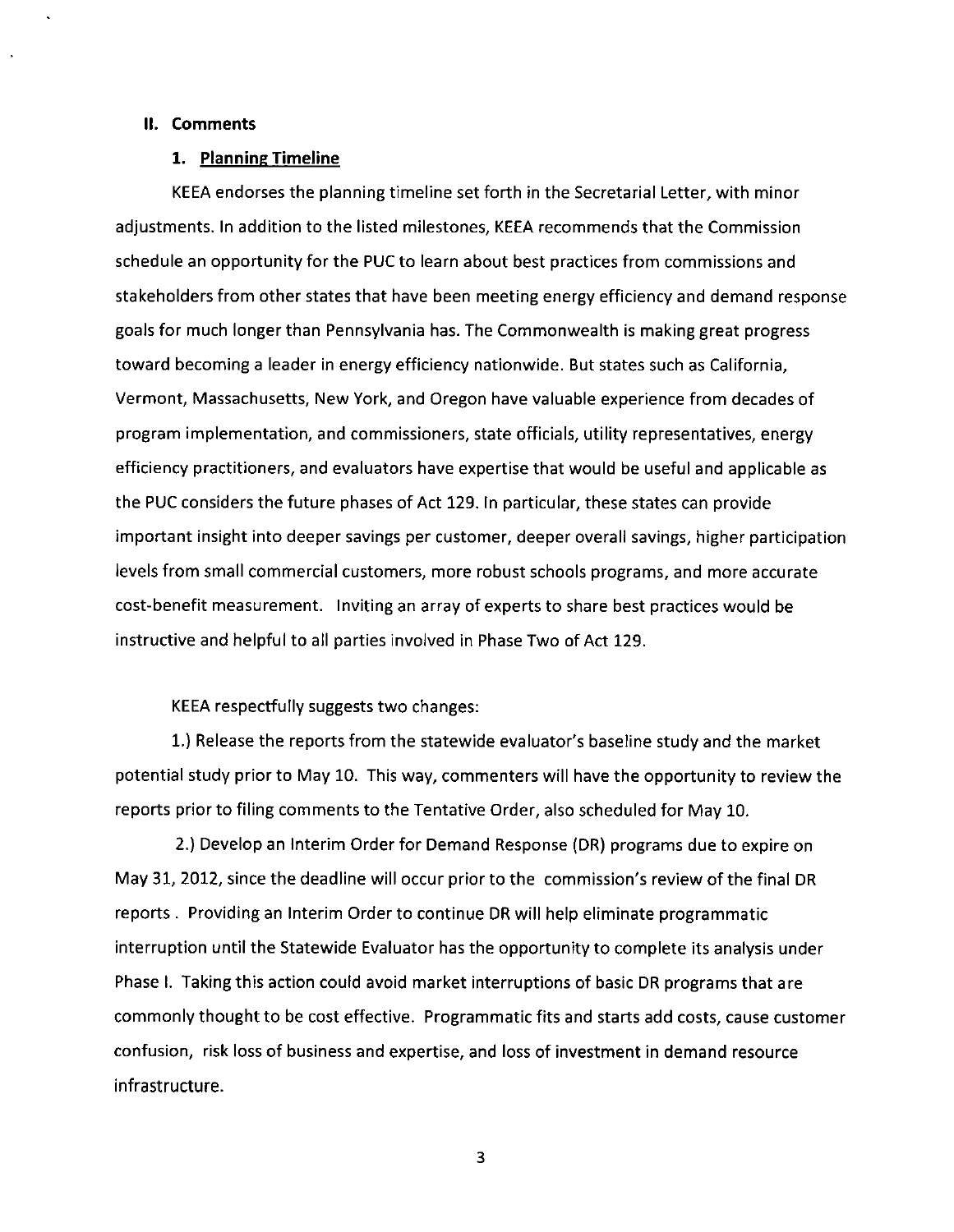## II. Comments

### 1. Planning Timeline

KEEA endorses the planning timeline set forth in the Secretarial Letter, with minor adjustments. In addition to the listed milestones, KEEA recommends that the Commission schedule an opportunity for the PUC to learn about best practices from commissions and stakeholders from other states that have been meeting energy efficiency and demand response goals for much longer than Pennsylvania has. The Commonwealth is making great progress toward becoming a leader in energy efficiency nationwide. But states such as California, Vermont, Massachusetts, New York, and Oregon have valuable experience from decades of program implementation, and commissioners, state officials, utility representatives, energy efficiency practitioners, and evaluators have expertise that would be useful and applicable as the PUC considers the future phases of Act 129. In particular, these states can provide important insight into deeper savings per customer, deeper overall savings, higher participation levels from small commercial customers, more robust schools programs, and more accurate cost-benefit measurement. Inviting an array of experts to share best practices would be instructive and helpful to all parties involved in Phase Two of Act 129.

KEEA respectfully suggests two changes:

1.) Release the reports from the statewide evaluator's baseline study and the market potential study prior to May 10. This way, commenters will have the opportunity to review the reports prior to filing comments to the Tentative Order, also scheduled for May 10.

2.) Develop an Interim Order for Demand Response (DR) programs due to expire on May 31, 2012, since the deadline will occur prior to the commission's review of the final DR reports . Providing an Interim Order to continue DR will help eliminate programmatic interruption until the Statewide Evaluator has the opportunity to complete its analysis under Phase I. Taking this action could avoid market interruptions of basic DR programs that are commonly thought to be cost effective. Programmatic fits and starts add costs, cause customer confusion, risk loss of business and expertise, and loss of investment in demand resource infrastructure.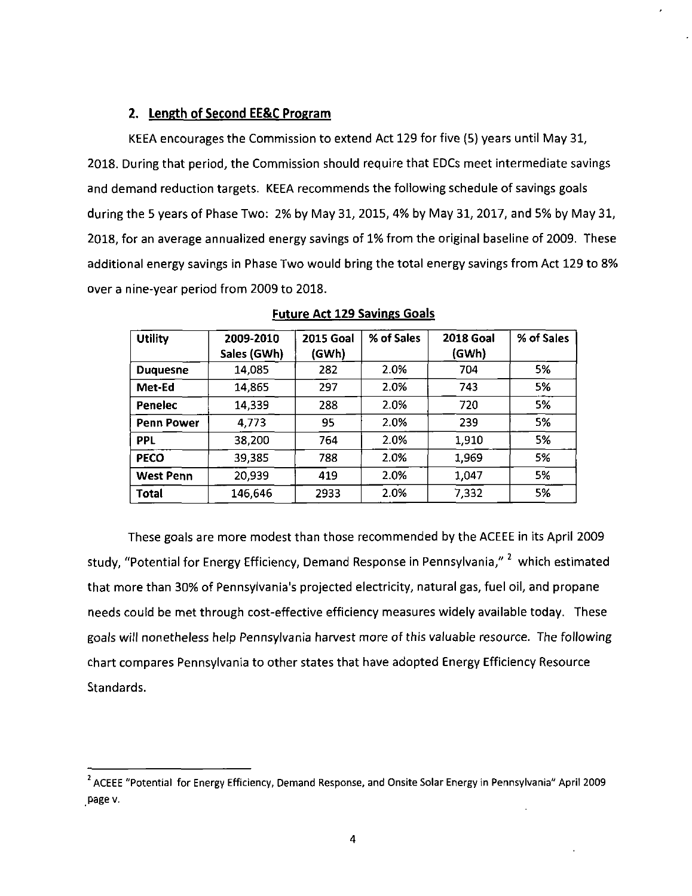## 2. Length of Second EE&C Program

KEEA encourages the Commission to extend Act 129 for five (5) years until May 31, 2018. During that period, the Commission should require that EDCs meet intermediate savings and demand reduction targets. KEEA recommends the following schedule of savings goals during the 5 years of Phase Two: 2% by May 31, 2015, 4% by May 31, 2017, and 5% by May 31, 2018, for an average annualized energy savings of 1% from the original baseline of 2009. These additional energy savings in Phase Two would bring the total energy savings from Act 129 to 8% over a nine-year period from 2009 to 2018.

**Future Act 129 Savings Goals**

| Utility | 2009-2010 Sales (GWh) | 2015 Goal (GWh) | % of Sales | 2018 Goal (GWh) | % of Sales |
|---|---|---|---|---|---|
| **Duquesne** | 14,085 | 282 | 2.0% | 704 | 5% |
| **Met-Ed** | 14,865 | 297 | 2.0% | 743 | 5% |
| **Penelec** | 14,339 | 288 | 2.0% | 720 | 5% |
| **Penn Power** | 4,773 | 95 | 2.0% | 239 | 5% |
| **PPL** | 38,200 | 764 | 2.0% | 1,910 | 5% |
| **PECO** | 39,385 | 788 | 2.0% | 1,969 | 5% |
| **West Penn** | 20,939 | 419 | 2.0% | 1,047 | 5% |
| **Total** | 146,646 | 2933 | 2.0% | 7,332 | 5% |

These goals are more modest than those recommended by the ACEEE in its April 2009 study, "Potential for Energy Efficiency, Demand Response in Pennsylvania,"[2] which estimated that more than 30% of Pennsylvania's projected electricity, natural gas, fuel oil, and propane needs could be met through cost-effective efficiency measures widely available today. These goals will nonetheless help Pennsylvania harvest more of this valuable resource. The following chart compares Pennsylvania to other states that have adopted Energy Efficiency Resource Standards.

---

[2] ACEEE "Potential for Energy Efficiency, Demand Response, and Onsite Solar Energy in Pennsylvania" April 2009 page v.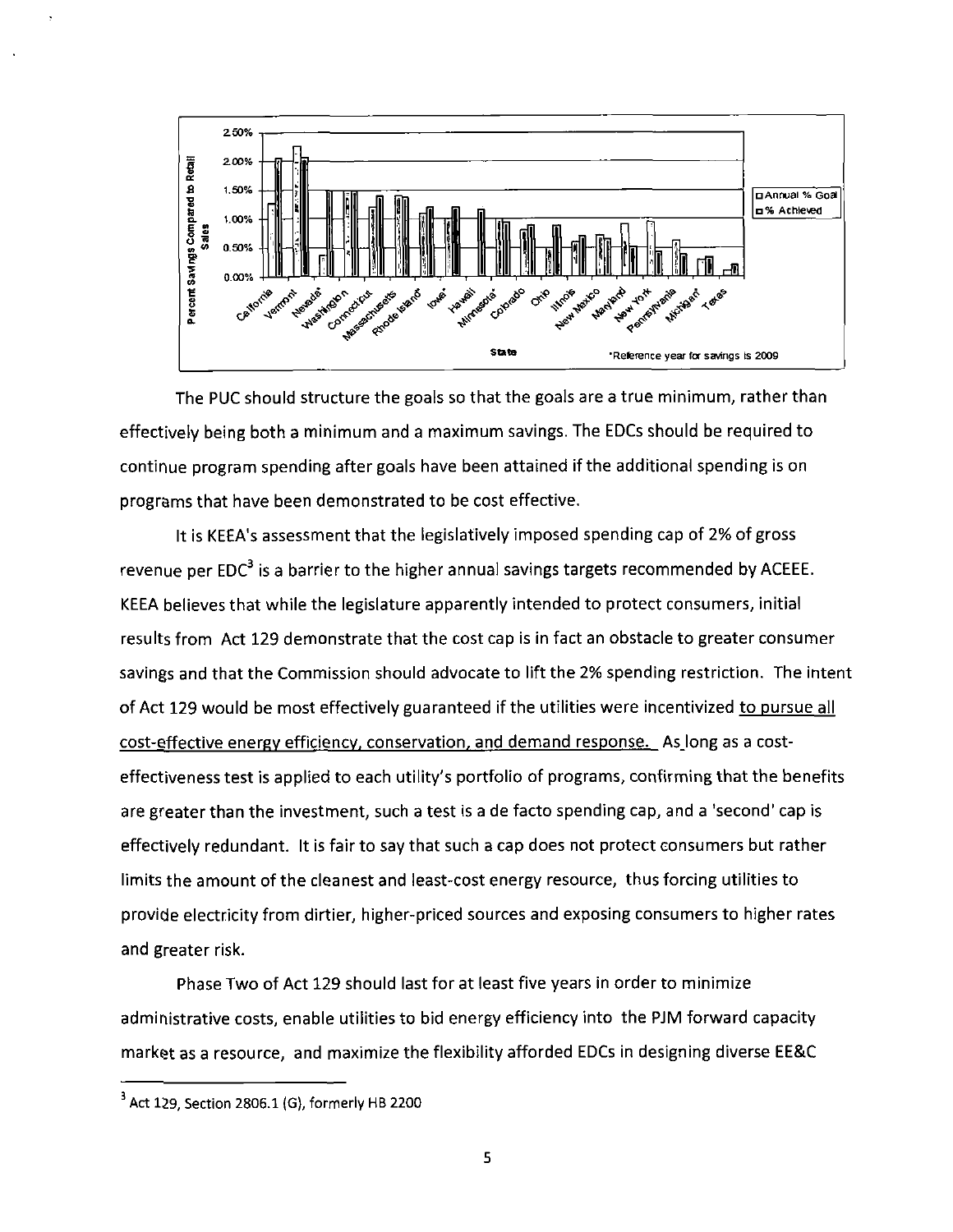The PUC should structure the goals so that the goals are a true minimum, rather than effectively being both a minimum and a maximum savings. The EDCs should be required to continue program spending after goals have been attained if the additional spending is on programs that have been demonstrated to be cost effective.

It is KEEA's assessment that the legislatively imposed spending cap of 2% of gross revenue per EDC[3] is a barrier to the higher annual savings targets recommended by ACEEE. KEEA believes that while the legislature apparently intended to protect consumers, initial results from Act 129 demonstrate that the cost cap is in fact an obstacle to greater consumer savings and that the Commission should advocate to lift the 2% spending restriction. The intent of Act 129 would be most effectively guaranteed if the utilities were incentivized to pursue all cost-effective energy efficiency, conservation, and demand response. As long as a cost-effectiveness test is applied to each utility's portfolio of programs, confirming that the benefits are greater than the investment, such a test is a de facto spending cap, and a 'second' cap is effectively redundant. It is fair to say that such a cap does not protect consumers but rather limits the amount of the cleanest and least-cost energy resource, thus forcing utilities to provide electricity from dirtier, higher-priced sources and exposing consumers to higher rates and greater risk.

Phase Two of Act 129 should last for at least five years in order to minimize administrative costs, enable utilities to bid energy efficiency into the PJM forward capacity market as a resource, and maximize the flexibility afforded EDCs in designing diverse EE&C

[3] Act 129, Section 2806.1 (G), formerly HB 2200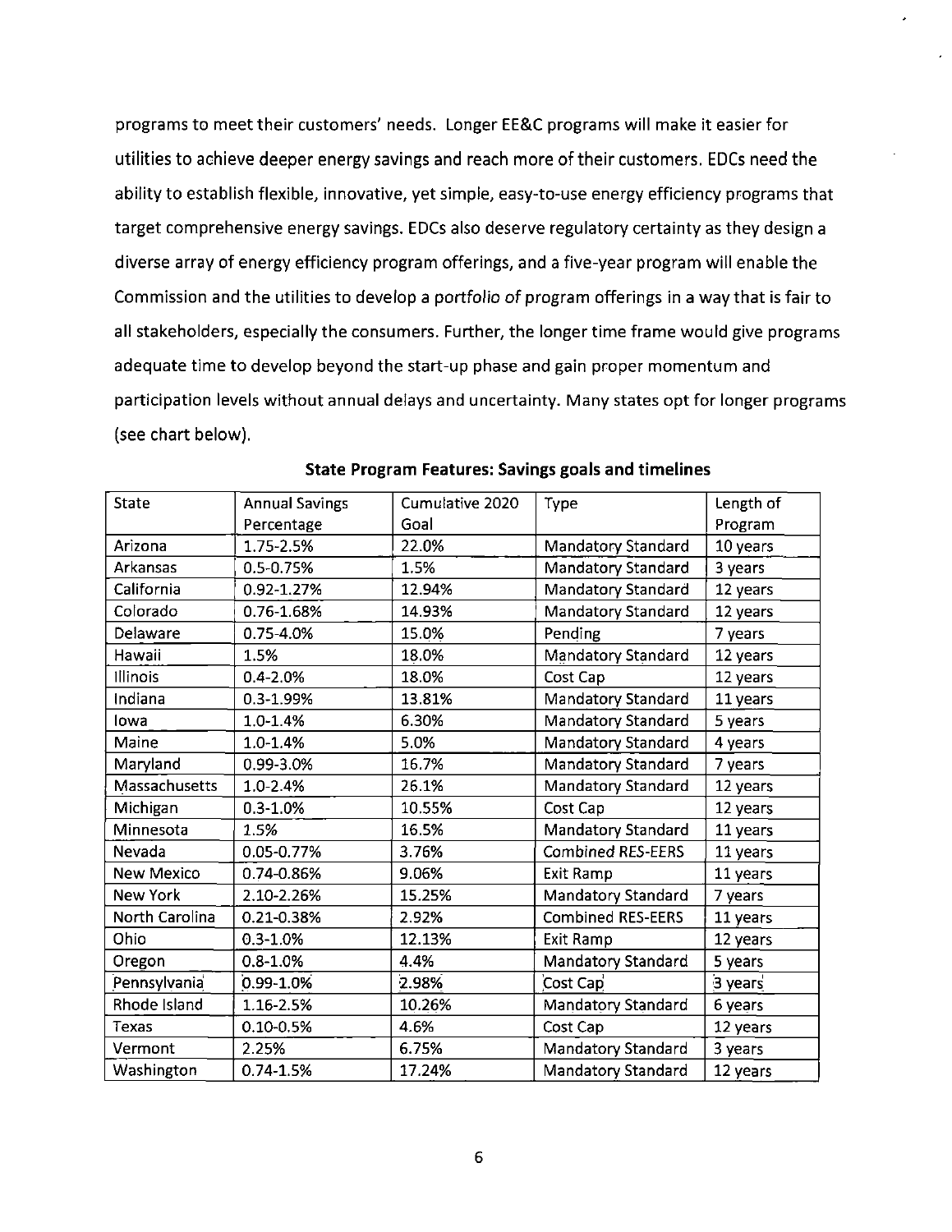programs to meet their customers' needs. Longer EE&C programs will make it easier for utilities to achieve deeper energy savings and reach more of their customers. EDCs need the ability to establish flexible, innovative, yet simple, easy-to-use energy efficiency programs that target comprehensive energy savings. EDCs also deserve regulatory certainty as they design a diverse array of energy efficiency program offerings, and a five-year program will enable the Commission and the utilities to develop a portfolio of program offerings in a way that is fair to all stakeholders, especially the consumers. Further, the longer time frame would give programs adequate time to develop beyond the start-up phase and gain proper momentum and participation levels without annual delays and uncertainty. Many states opt for longer programs (see chart below).

**State Program Features: Savings goals and timelines**

| State | Annual Savings Percentage | Cumulative 2020 Goal | Type | Length of Program |
|---|---|---|---|---|
| Arizona | 1.75-2.5% | 22.0% | Mandatory Standard | 10 years |
| Arkansas | 0.5-0.75% | 1.5% | Mandatory Standard | 3 years |
| California | 0.92-1.27% | 12.94% | Mandatory Standard | 12 years |
| Colorado | 0.76-1.68% | 14.93% | Mandatory Standard | 12 years |
| Delaware | 0.75-4.0% | 15.0% | Pending | 7 years |
| Hawaii | 1.5% | 18.0% | Mandatory Standard | 12 years |
| Illinois | 0.4-2.0% | 18.0% | Cost Cap | 12 years |
| Indiana | 0.3-1.99% | 13.81% | Mandatory Standard | 11 years |
| Iowa | 1.0-1.4% | 6.30% | Mandatory Standard | 5 years |
| Maine | 1.0-1.4% | 5.0% | Mandatory Standard | 4 years |
| Maryland | 0.99-3.0% | 16.7% | Mandatory Standard | 7 years |
| Massachusetts | 1.0-2.4% | 26.1% | Mandatory Standard | 12 years |
| Michigan | 0.3-1.0% | 10.55% | Cost Cap | 12 years |
| Minnesota | 1.5% | 16.5% | Mandatory Standard | 11 years |
| Nevada | 0.05-0.77% | 3.76% | Combined RES-EERS | 11 years |
| New Mexico | 0.74-0.86% | 9.06% | Exit Ramp | 11 years |
| New York | 2.10-2.26% | 15.25% | Mandatory Standard | 7 years |
| North Carolina | 0.21-0.38% | 2.92% | Combined RES-EERS | 11 years |
| Ohio | 0.3-1.0% | 12.13% | Exit Ramp | 12 years |
| Oregon | 0.8-1.0% | 4.4% | Mandatory Standard | 5 years |
| Pennsylvania | 0.99-1.0% | 2.98% | Cost Cap | 3 years |
| Rhode Island | 1.16-2.5% | 10.26% | Mandatory Standard | 6 years |
| Texas | 0.10-0.5% | 4.6% | Cost Cap | 12 years |
| Vermont | 2.25% | 6.75% | Mandatory Standard | 3 years |
| Washington | 0.74-1.5% | 17.24% | Mandatory Standard | 12 years |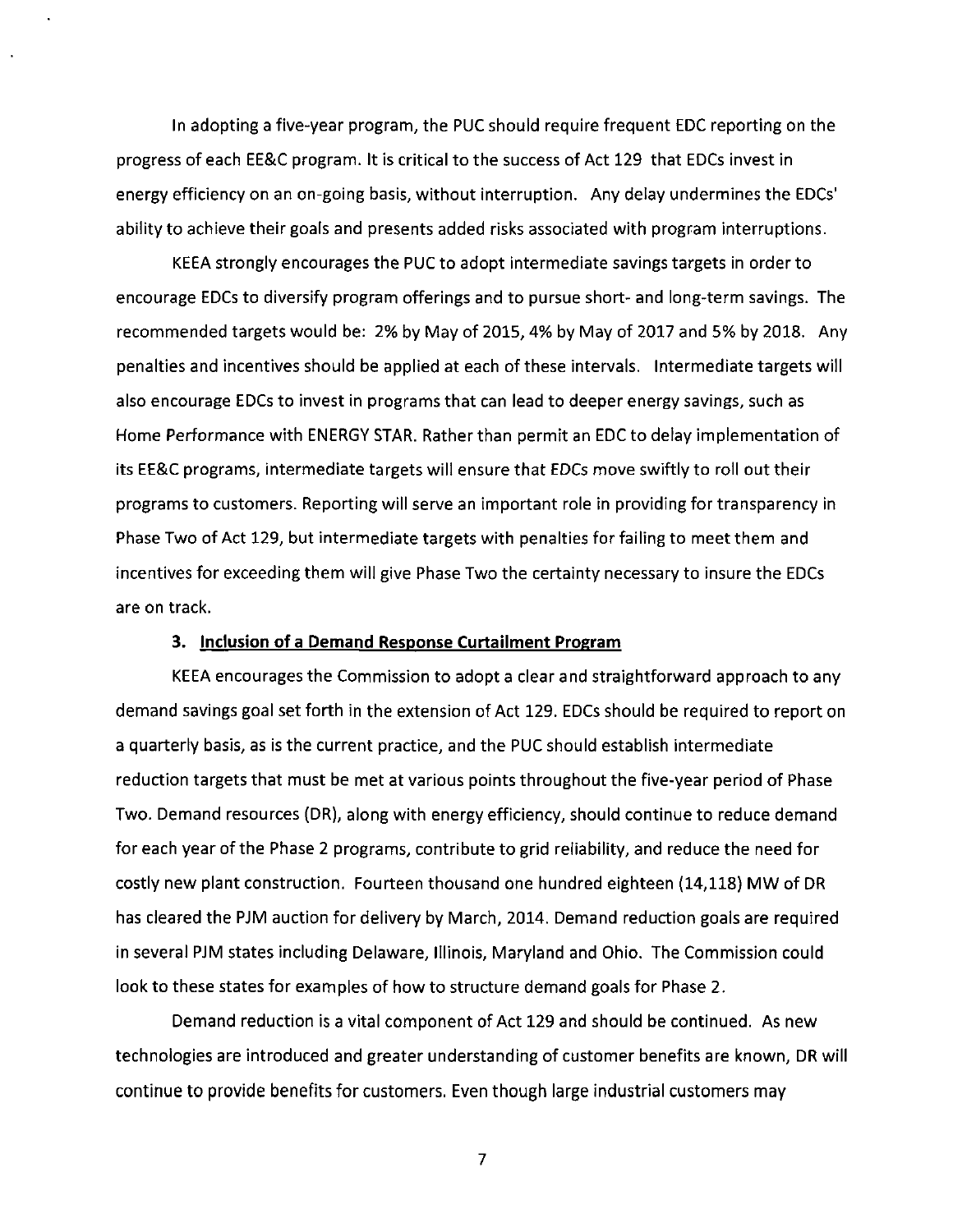In adopting a five-year program, the PUC should require frequent EDC reporting on the progress of each EE&C program. It is critical to the success of Act 129 that EDCs invest in energy efficiency on an on-going basis, without interruption. Any delay undermines the EDCs' ability to achieve their goals and presents added risks associated with program interruptions.

KEEA strongly encourages the PUC to adopt intermediate savings targets in order to encourage EDCs to diversify program offerings and to pursue short- and long-term savings. The recommended targets would be: 2% by May of 2015, 4% by May of 2017 and 5% by 2018. Any penalties and incentives should be applied at each of these intervals. Intermediate targets will also encourage EDCs to invest in programs that can lead to deeper energy savings, such as Home Performance with ENERGY STAR. Rather than permit an EDC to delay implementation of its EE&C programs, intermediate targets will ensure that EDCs move swiftly to roll out their programs to customers. Reporting will serve an important role in providing for transparency in Phase Two of Act 129, but intermediate targets with penalties for failing to meet them and incentives for exceeding them will give Phase Two the certainty necessary to insure the EDCs are on track.

### 3. <u>Inclusion of a Demand Response Curtailment Program</u>

KEEA encourages the Commission to adopt a clear and straightforward approach to any demand savings goal set forth in the extension of Act 129. EDCs should be required to report on a quarterly basis, as is the current practice, and the PUC should establish intermediate reduction targets that must be met at various points throughout the five-year period of Phase Two. Demand resources (DR), along with energy efficiency, should continue to reduce demand for each year of the Phase 2 programs, contribute to grid reliability, and reduce the need for costly new plant construction. Fourteen thousand one hundred eighteen (14,118) MW of DR has cleared the PJM auction for delivery by March, 2014. Demand reduction goals are required in several PJM states including Delaware, Illinois, Maryland and Ohio. The Commission could look to these states for examples of how to structure demand goals for Phase 2.

Demand reduction is a vital component of Act 129 and should be continued. As new technologies are introduced and greater understanding of customer benefits are known, DR will continue to provide benefits for customers. Even though large industrial customers may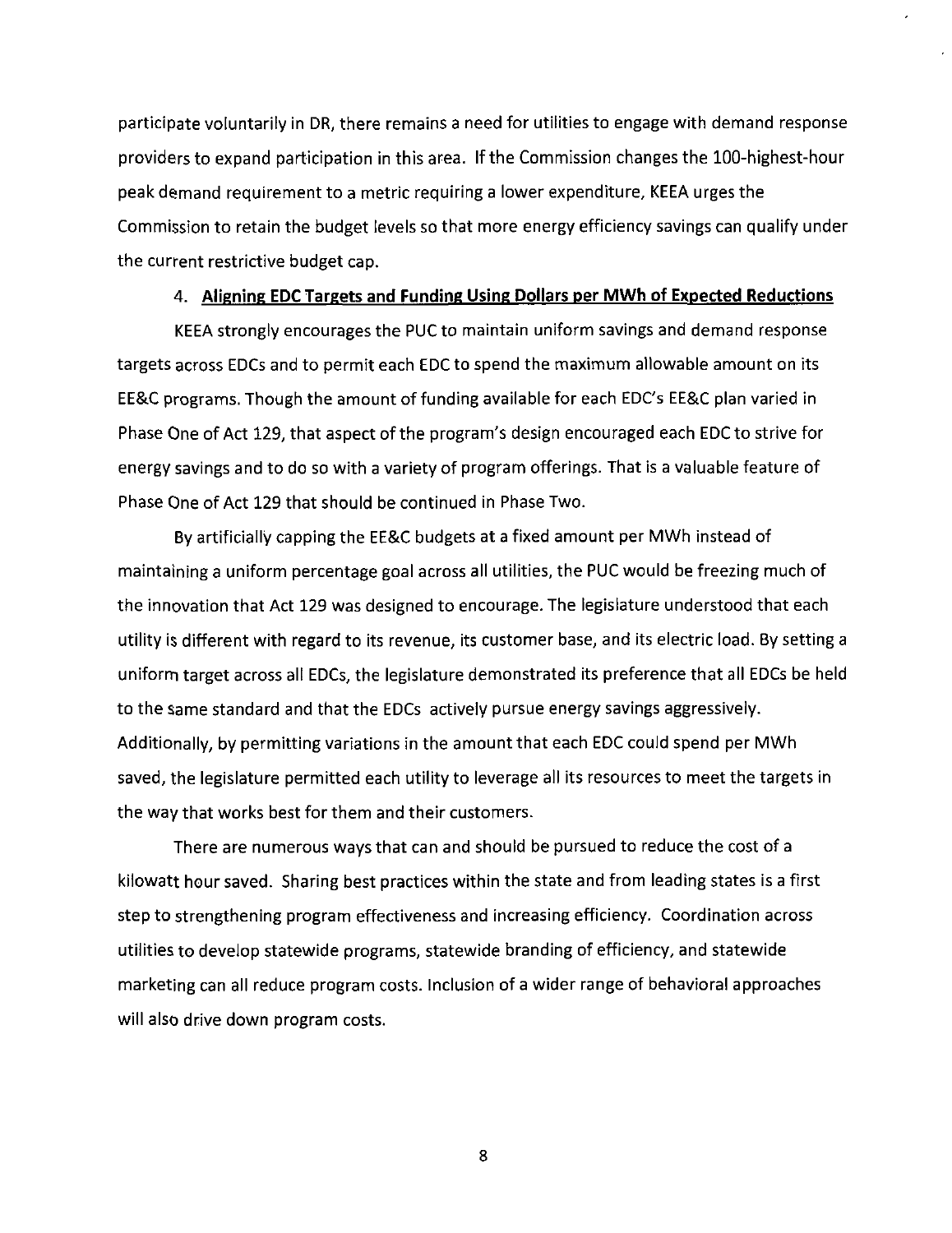participate voluntarily in DR, there remains a need for utilities to engage with demand response providers to expand participation in this area. If the Commission changes the 100-highest-hour peak demand requirement to a metric requiring a lower expenditure, KEEA urges the Commission to retain the budget levels so that more energy efficiency savings can qualify under the current restrictive budget cap.

4. **Aligning EDC Targets and Funding Using Dollars per MWh of Expected Reductions**

KEEA strongly encourages the PUC to maintain uniform savings and demand response targets across EDCs and to permit each EDC to spend the maximum allowable amount on its EE&C programs. Though the amount of funding available for each EDC's EE&C plan varied in Phase One of Act 129, that aspect of the program's design encouraged each EDC to strive for energy savings and to do so with a variety of program offerings. That is a valuable feature of Phase One of Act 129 that should be continued in Phase Two.

By artificially capping the EE&C budgets at a fixed amount per MWh instead of maintaining a uniform percentage goal across all utilities, the PUC would be freezing much of the innovation that Act 129 was designed to encourage. The legislature understood that each utility is different with regard to its revenue, its customer base, and its electric load. By setting a uniform target across all EDCs, the legislature demonstrated its preference that all EDCs be held to the same standard and that the EDCs actively pursue energy savings aggressively. Additionally, by permitting variations in the amount that each EDC could spend per MWh saved, the legislature permitted each utility to leverage all its resources to meet the targets in the way that works best for them and their customers.

There are numerous ways that can and should be pursued to reduce the cost of a kilowatt hour saved. Sharing best practices within the state and from leading states is a first step to strengthening program effectiveness and increasing efficiency. Coordination across utilities to develop statewide programs, statewide branding of efficiency, and statewide marketing can all reduce program costs. Inclusion of a wider range of behavioral approaches will also drive down program costs.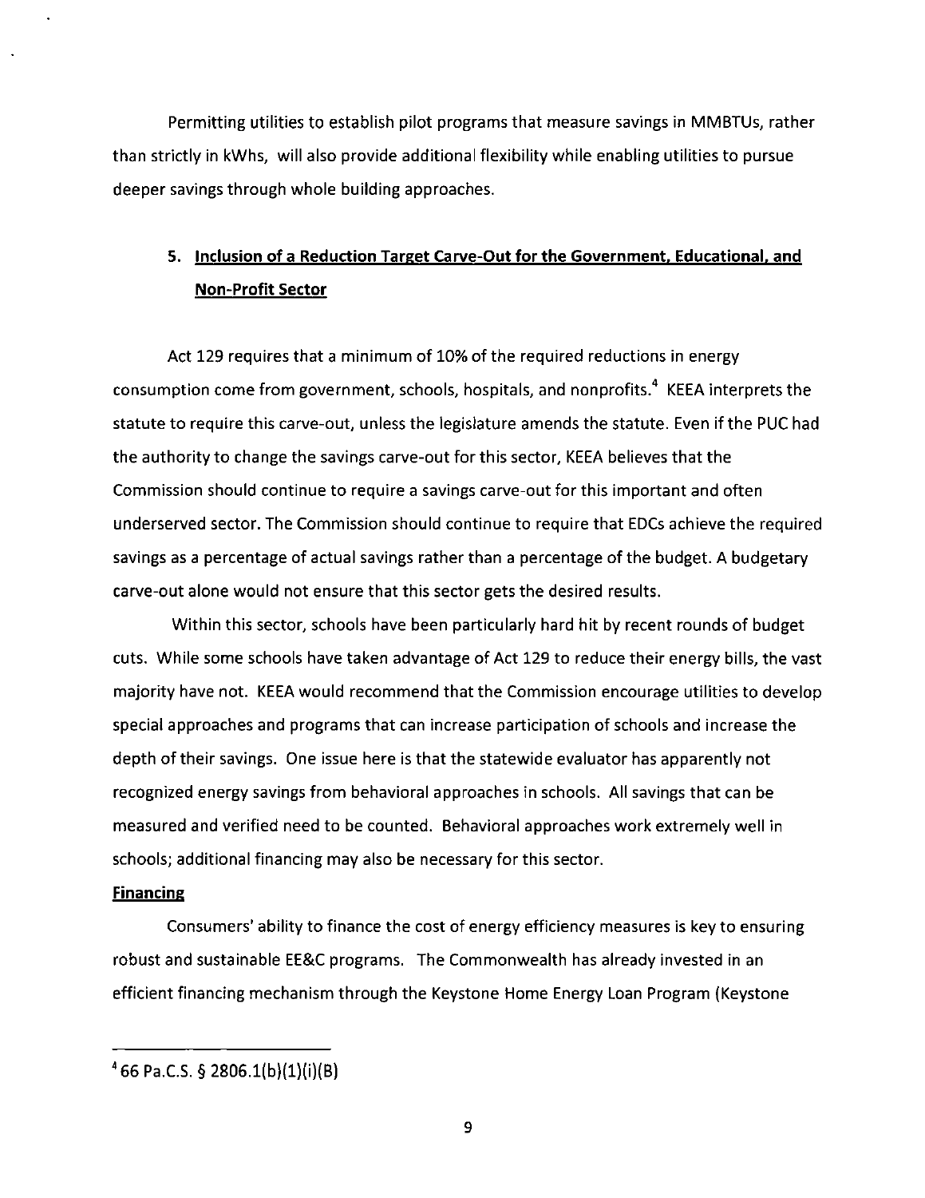Permitting utilities to establish pilot programs that measure savings in MMBTUs, rather than strictly in kWhs, will also provide additional flexibility while enabling utilities to pursue deeper savings through whole building approaches.

## 5. Inclusion of a Reduction Target Carve-Out for the Government, Educational, and Non-Profit Sector

Act 129 requires that a minimum of 10% of the required reductions in energy consumption come from government, schools, hospitals, and nonprofits.[4] KEEA interprets the statute to require this carve-out, unless the legislature amends the statute. Even if the PUC had the authority to change the savings carve-out for this sector, KEEA believes that the Commission should continue to require a savings carve-out for this important and often underserved sector. The Commission should continue to require that EDCs achieve the required savings as a percentage of actual savings rather than a percentage of the budget. A budgetary carve-out alone would not ensure that this sector gets the desired results.

Within this sector, schools have been particularly hard hit by recent rounds of budget cuts. While some schools have taken advantage of Act 129 to reduce their energy bills, the vast majority have not. KEEA would recommend that the Commission encourage utilities to develop special approaches and programs that can increase participation of schools and increase the depth of their savings. One issue here is that the statewide evaluator has apparently not recognized energy savings from behavioral approaches in schools. All savings that can be measured and verified need to be counted. Behavioral approaches work extremely well in schools; additional financing may also be necessary for this sector.

**Financing**

Consumers' ability to finance the cost of energy efficiency measures is key to ensuring robust and sustainable EE&C programs. The Commonwealth has already invested in an efficient financing mechanism through the Keystone Home Energy Loan Program (Keystone

---

[4] 66 Pa.C.S. § 2806.1(b)(1)(i)(B)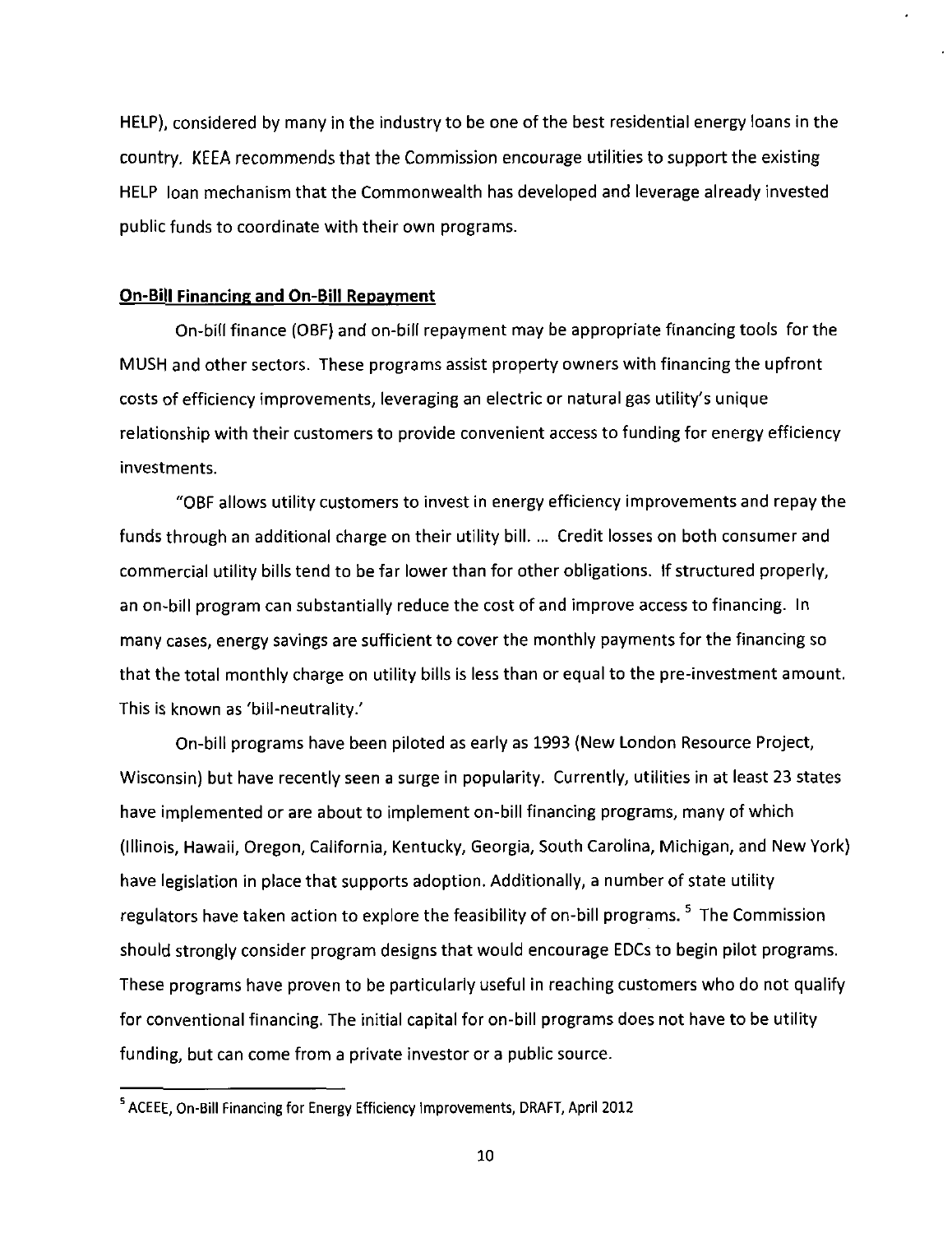HELP), considered by many in the industry to be one of the best residential energy loans in the country. KEEA recommends that the Commission encourage utilities to support the existing HELP loan mechanism that the Commonwealth has developed and leverage already invested public funds to coordinate with their own programs.

**On-Bill Financing and On-Bill Repayment**

On-bill finance (OBF) and on-bill repayment may be appropriate financing tools for the MUSH and other sectors. These programs assist property owners with financing the upfront costs of efficiency improvements, leveraging an electric or natural gas utility's unique relationship with their customers to provide convenient access to funding for energy efficiency investments.

"OBF allows utility customers to invest in energy efficiency improvements and repay the funds through an additional charge on their utility bill. ... Credit losses on both consumer and commercial utility bills tend to be far lower than for other obligations. If structured properly, an on-bill program can substantially reduce the cost of and improve access to financing. In many cases, energy savings are sufficient to cover the monthly payments for the financing so that the total monthly charge on utility bills is less than or equal to the pre-investment amount. This is known as 'bill-neutrality.'

On-bill programs have been piloted as early as 1993 (New London Resource Project, Wisconsin) but have recently seen a surge in popularity. Currently, utilities in at least 23 states have implemented or are about to implement on-bill financing programs, many of which (Illinois, Hawaii, Oregon, California, Kentucky, Georgia, South Carolina, Michigan, and New York) have legislation in place that supports adoption. Additionally, a number of state utility regulators have taken action to explore the feasibility of on-bill programs. [5] The Commission should strongly consider program designs that would encourage EDCs to begin pilot programs. These programs have proven to be particularly useful in reaching customers who do not qualify for conventional financing. The initial capital for on-bill programs does not have to be utility funding, but can come from a private investor or a public source.

---

[5] ACEEE, On-Bill Financing for Energy Efficiency Improvements, DRAFT, April 2012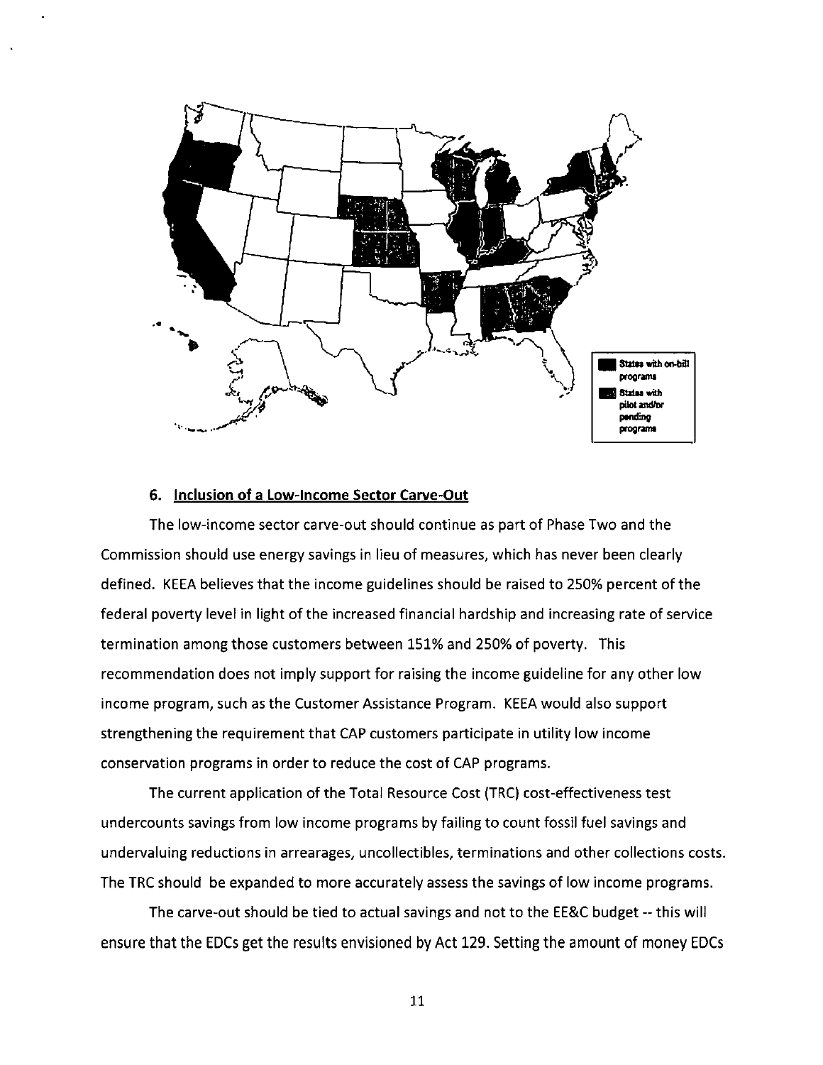States with on-bill programs

States with pilot and/or pending programs

### 6. Inclusion of a Low-Income Sector Carve-Out

The low-income sector carve-out should continue as part of Phase Two and the Commission should use energy savings in lieu of measures, which has never been clearly defined. KEEA believes that the income guidelines should be raised to 250% percent of the federal poverty level in light of the increased financial hardship and increasing rate of service termination among those customers between 151% and 250% of poverty. This recommendation does not imply support for raising the income guideline for any other low income program, such as the Customer Assistance Program. KEEA would also support strengthening the requirement that CAP customers participate in utility low income conservation programs in order to reduce the cost of CAP programs.

The current application of the Total Resource Cost (TRC) cost-effectiveness test undercounts savings from low income programs by failing to count fossil fuel savings and undervaluing reductions in arrearages, uncollectibles, terminations and other collections costs. The TRC should be expanded to more accurately assess the savings of low income programs.

The carve-out should be tied to actual savings and not to the EE&C budget -- this will ensure that the EDCs get the results envisioned by Act 129. Setting the amount of money EDCs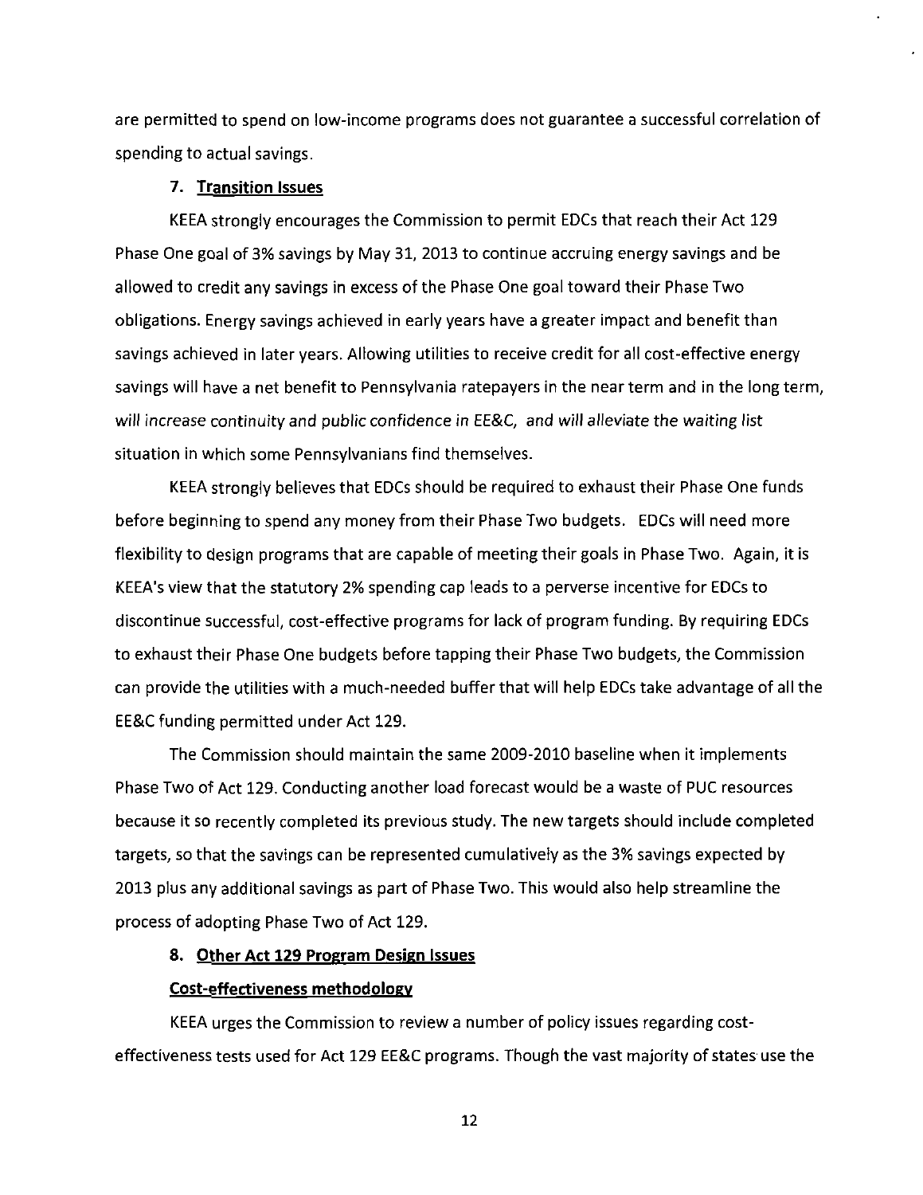are permitted to spend on low-income programs does not guarantee a successful correlation of spending to actual savings.

### 7. **Transition Issues**

KEEA strongly encourages the Commission to permit EDCs that reach their Act 129 Phase One goal of 3% savings by May 31, 2013 to continue accruing energy savings and be allowed to credit any savings in excess of the Phase One goal toward their Phase Two obligations. Energy savings achieved in early years have a greater impact and benefit than savings achieved in later years. Allowing utilities to receive credit for all cost-effective energy savings will have a net benefit to Pennsylvania ratepayers in the near term and in the long term, *will increase continuity and public confidence in EE&C, and will alleviate the waiting list situation in which some Pennsylvanians find themselves.*

KEEA strongly believes that EDCs should be required to exhaust their Phase One funds before beginning to spend any money from their Phase Two budgets. EDCs will need more flexibility to design programs that are capable of meeting their goals in Phase Two. Again, it is KEEA's view that the statutory 2% spending cap leads to a perverse incentive for EDCs to discontinue successful, cost-effective programs for lack of program funding. By requiring EDCs to exhaust their Phase One budgets before tapping their Phase Two budgets, the Commission can provide the utilities with a much-needed buffer that will help EDCs take advantage of all the EE&C funding permitted under Act 129.

The Commission should maintain the same 2009-2010 baseline when it implements Phase Two of Act 129. Conducting another load forecast would be a waste of PUC resources because it so recently completed its previous study. The new targets should include completed targets, so that the savings can be represented cumulatively as the 3% savings expected by 2013 plus any additional savings as part of Phase Two. This would also help streamline the process of adopting Phase Two of Act 129.

### 8. **Other Act 129 Program Design Issues**

**Cost-effectiveness methodology**

KEEA urges the Commission to review a number of policy issues regarding cost-effectiveness tests used for Act 129 EE&C programs. Though the vast majority of states use the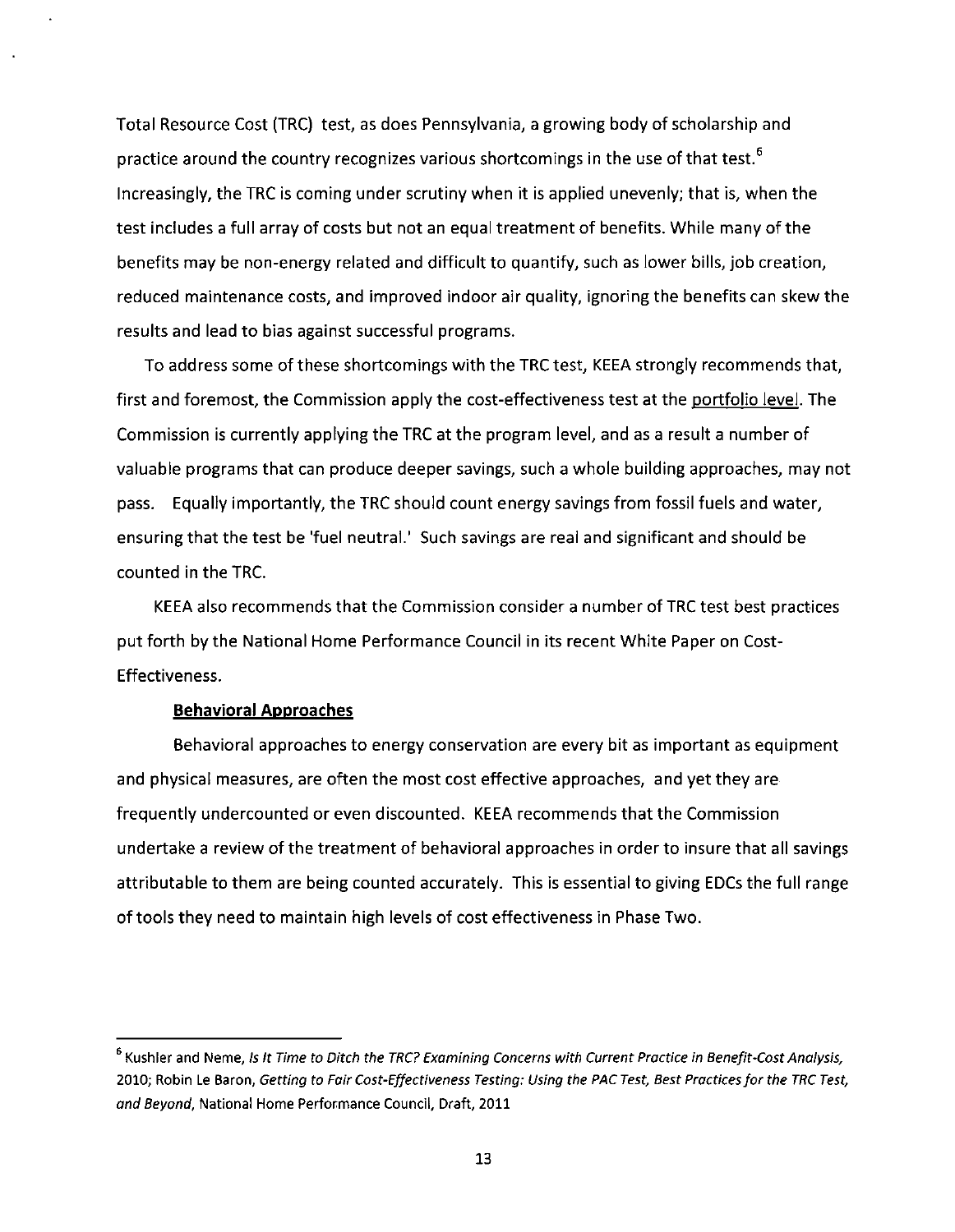Total Resource Cost (TRC) test, as does Pennsylvania, a growing body of scholarship and practice around the country recognizes various shortcomings in the use of that test.[6] Increasingly, the TRC is coming under scrutiny when it is applied unevenly; that is, when the test includes a full array of costs but not an equal treatment of benefits. While many of the benefits may be non-energy related and difficult to quantify, such as lower bills, job creation, reduced maintenance costs, and improved indoor air quality, ignoring the benefits can skew the results and lead to bias against successful programs.

To address some of these shortcomings with the TRC test, KEEA strongly recommends that, first and foremost, the Commission apply the cost-effectiveness test at the portfolio level. The Commission is currently applying the TRC at the program level, and as a result a number of valuable programs that can produce deeper savings, such a whole building approaches, may not pass. Equally importantly, the TRC should count energy savings from fossil fuels and water, ensuring that the test be 'fuel neutral.' Such savings are real and significant and should be counted in the TRC.

KEEA also recommends that the Commission consider a number of TRC test best practices put forth by the National Home Performance Council in its recent White Paper on Cost-Effectiveness.

**Behavioral Approaches**

Behavioral approaches to energy conservation are every bit as important as equipment and physical measures, are often the most cost effective approaches, and yet they are frequently undercounted or even discounted. KEEA recommends that the Commission undertake a review of the treatment of behavioral approaches in order to insure that all savings attributable to them are being counted accurately. This is essential to giving EDCs the full range of tools they need to maintain high levels of cost effectiveness in Phase Two.

---

[6] Kushler and Neme, *Is It Time to Ditch the TRC? Examining Concerns with Current Practice in Benefit-Cost Analysis*, 2010; Robin Le Baron, *Getting to Fair Cost-Effectiveness Testing: Using the PAC Test, Best Practices for the TRC Test, and Beyond*, National Home Performance Council, Draft, 2011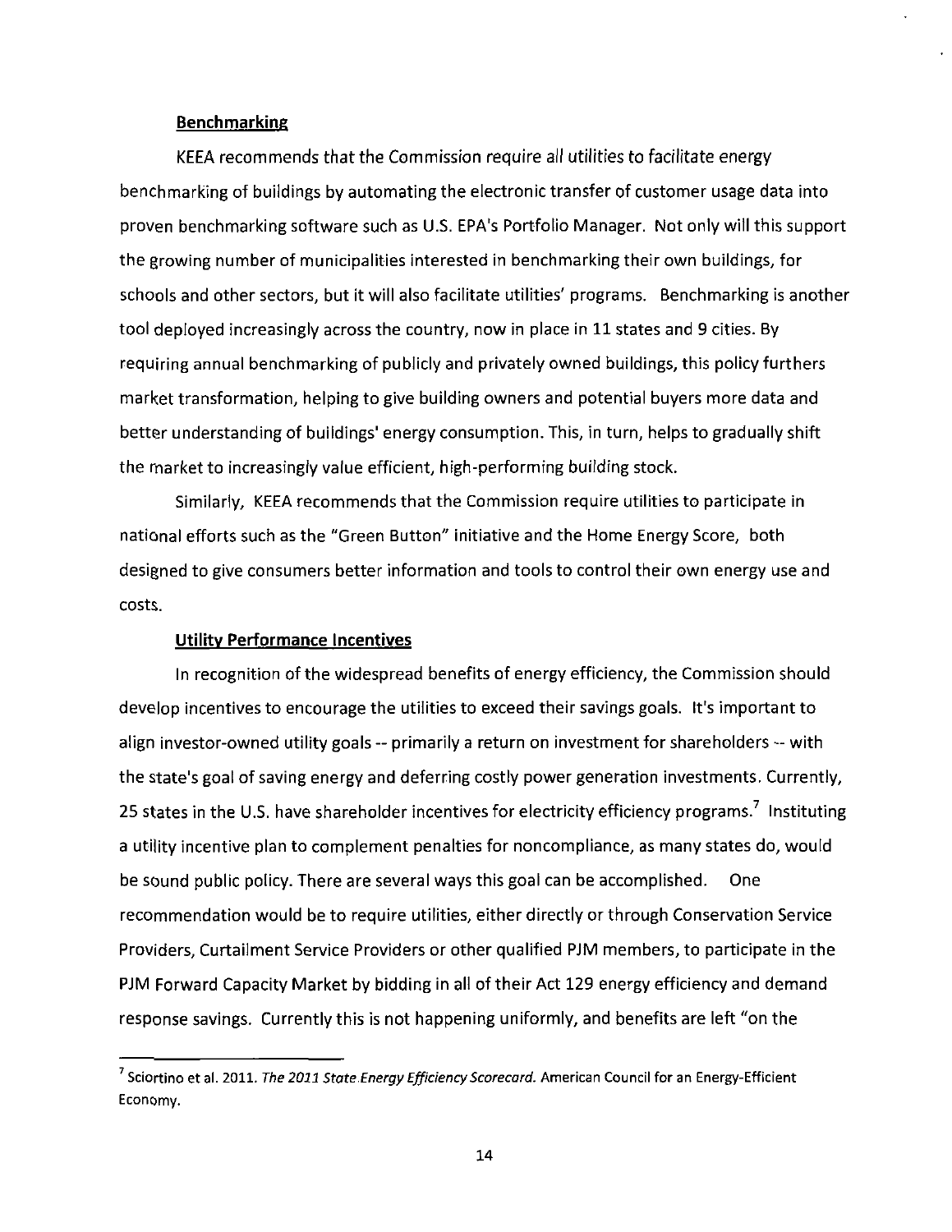**Benchmarking**

KEEA recommends that the Commission require *all* utilities to facilitate energy benchmarking of buildings by automating the electronic transfer of customer usage data into proven benchmarking software such as U.S. EPA's Portfolio Manager. Not only will this support the growing number of municipalities interested in benchmarking their own buildings, for schools and other sectors, but it will also facilitate utilities' programs. Benchmarking is another tool deployed increasingly across the country, now in place in 11 states and 9 cities. By requiring annual benchmarking of publicly and privately owned buildings, this policy furthers market transformation, helping to give building owners and potential buyers more data and better understanding of buildings' energy consumption. This, in turn, helps to gradually shift the market to increasingly value efficient, high-performing building stock.

Similarly, KEEA recommends that the Commission require utilities to participate in national efforts such as the "Green Button" initiative and the Home Energy Score, both designed to give consumers better information and tools to control their own energy use and costs.

**Utility Performance Incentives**

In recognition of the widespread benefits of energy efficiency, the Commission should develop incentives to encourage the utilities to exceed their savings goals. It's important to align investor-owned utility goals -- primarily a return on investment for shareholders -- with the state's goal of saving energy and deferring costly power generation investments. Currently, 25 states in the U.S. have shareholder incentives for electricity efficiency programs.[7] Instituting a utility incentive plan to complement penalties for noncompliance, as many states do, would be sound public policy. There are several ways this goal can be accomplished. One recommendation would be to require utilities, either directly or through Conservation Service Providers, Curtailment Service Providers or other qualified PJM members, to participate in the PJM Forward Capacity Market by bidding in all of their Act 129 energy efficiency and demand response savings. Currently this is not happening uniformly, and benefits are left "on the

---

[7] Sciortino et al. 2011. *The 2011 State Energy Efficiency Scorecard.* American Council for an Energy-Efficient Economy.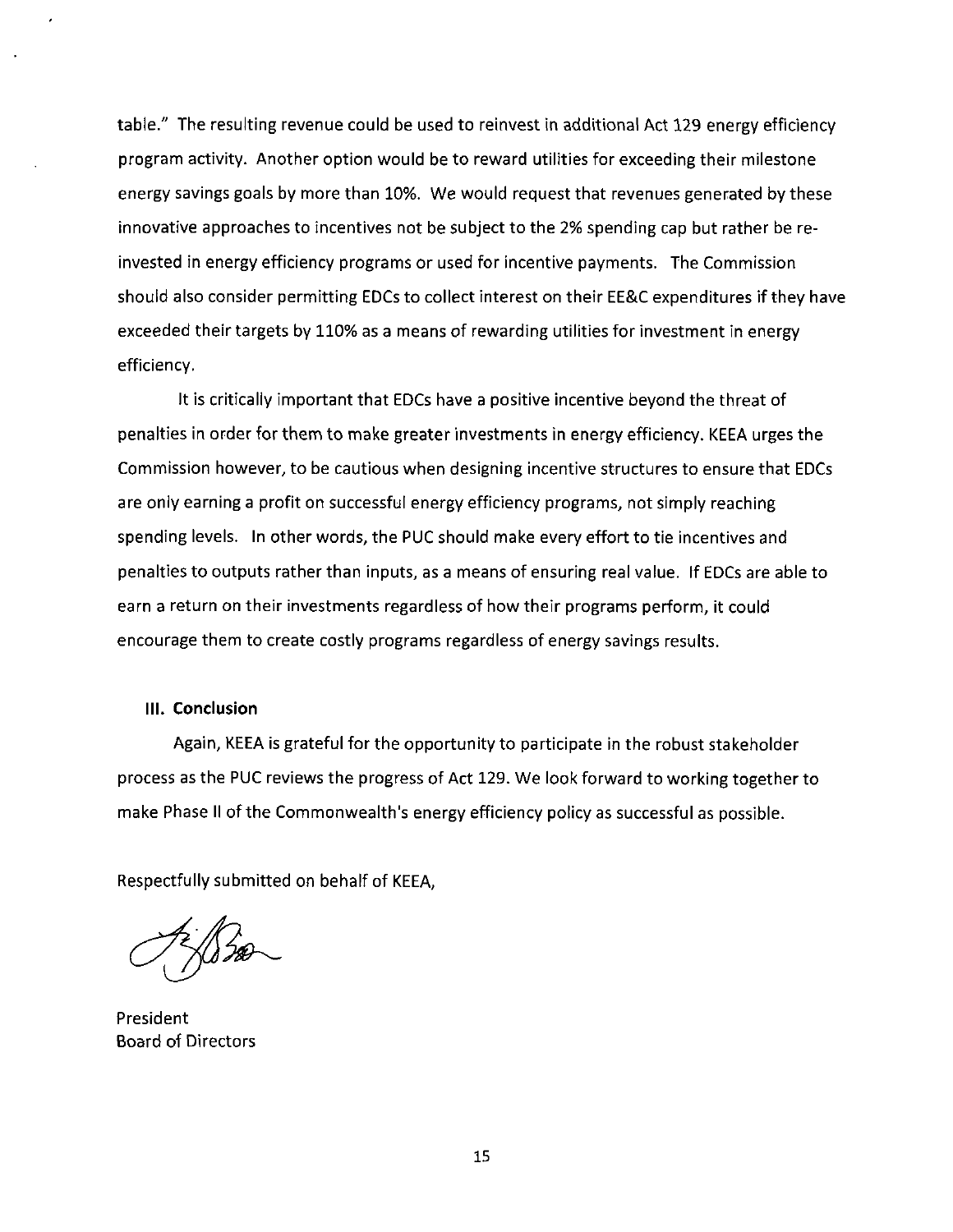table." The resulting revenue could be used to reinvest in additional Act 129 energy efficiency program activity. Another option would be to reward utilities for exceeding their milestone energy savings goals by more than 10%. We would request that revenues generated by these innovative approaches to incentives not be subject to the 2% spending cap but rather be re-invested in energy efficiency programs or used for incentive payments. The Commission should also consider permitting EDCs to collect interest on their EE&C expenditures if they have exceeded their targets by 110% as a means of rewarding utilities for investment in energy efficiency.

It is critically important that EDCs have a positive incentive beyond the threat of penalties in order for them to make greater investments in energy efficiency. KEEA urges the Commission however, to be cautious when designing incentive structures to ensure that EDCs are only earning a profit on successful energy efficiency programs, not simply reaching spending levels. In other words, the PUC should make every effort to tie incentives and penalties to outputs rather than inputs, as a means of ensuring real value. If EDCs are able to earn a return on their investments regardless of how their programs perform, it could encourage them to create costly programs regardless of energy savings results.

## III. Conclusion

Again, KEEA is grateful for the opportunity to participate in the robust stakeholder process as the PUC reviews the progress of Act 129. We look forward to working together to make Phase II of the Commonwealth's energy efficiency policy as successful as possible.

Respectfully submitted on behalf of KEEA,

President
Board of Directors